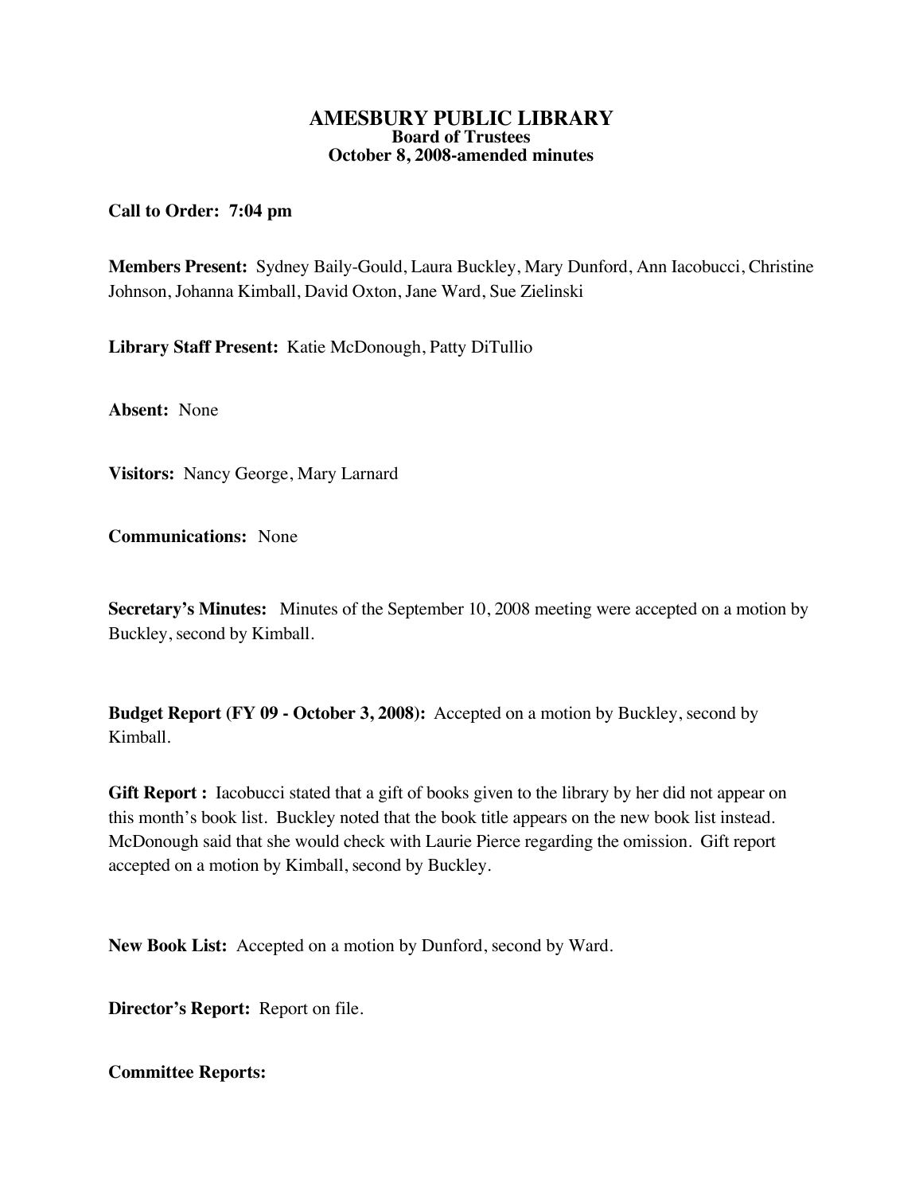# AMESBURY PUBLIC LIBRARY

## Board of Trustees

## October 8, 2008-amended minutes

**Call to Order: 7:04 pm**

**Members Present:** Sydney Baily-Gould, Laura Buckley, Mary Dunford, Ann Iacobucci, Christine Johnson, Johanna Kimball, David Oxton, Jane Ward, Sue Zielinski

**Library Staff Present:** Katie McDonough, Patty DiTullio

**Absent:** None

**Visitors:** Nancy George, Mary Larnard

**Communications:** None

**Secretary's Minutes:** Minutes of the September 10, 2008 meeting were accepted on a motion by Buckley, second by Kimball.

**Budget Report (FY 09 - October 3, 2008):** Accepted on a motion by Buckley, second by Kimball.

**Gift Report :** Iacobucci stated that a gift of books given to the library by her did not appear on this month's book list. Buckley noted that the book title appears on the new book list instead. McDonough said that she would check with Laurie Pierce regarding the omission. Gift report accepted on a motion by Kimball, second by Buckley.

**New Book List:** Accepted on a motion by Dunford, second by Ward.

**Director's Report:** Report on file.

**Committee Reports:**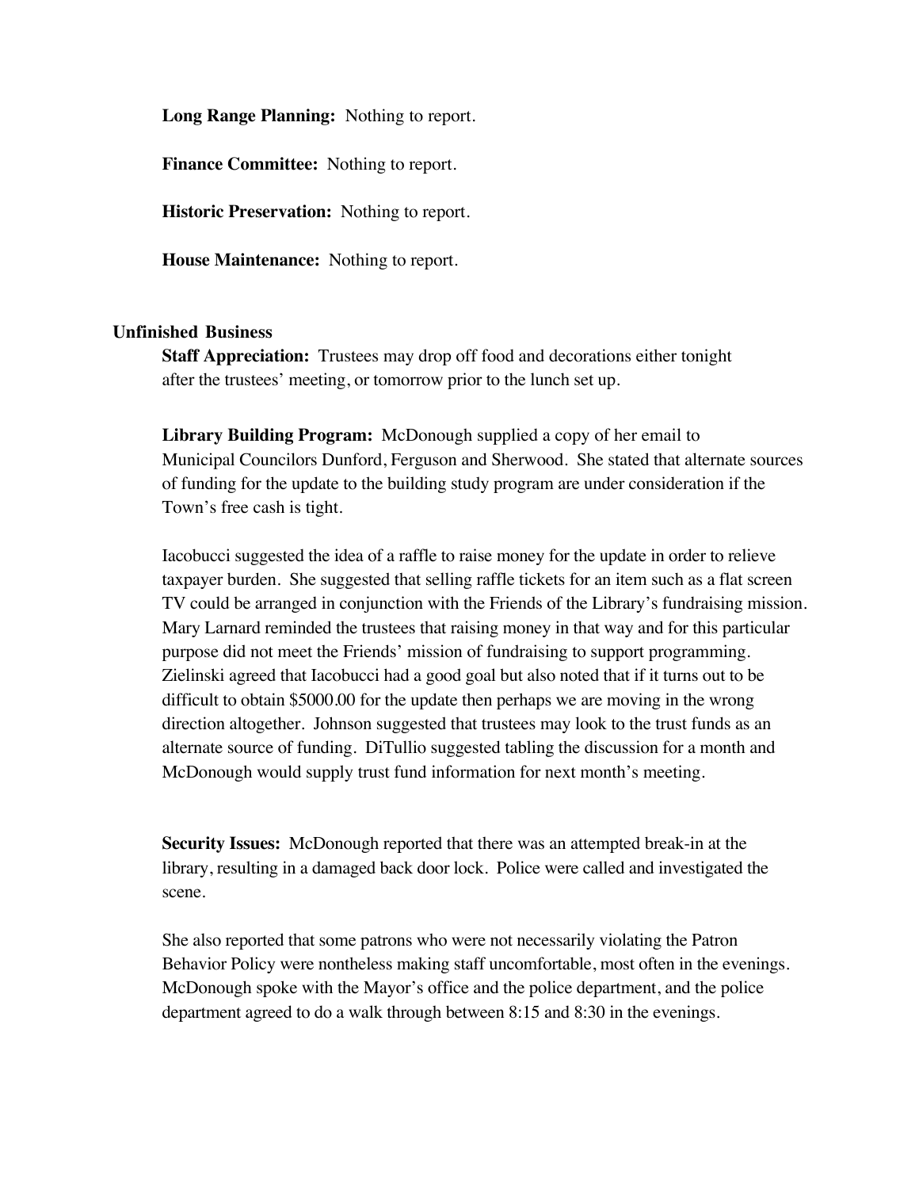**Long Range Planning:** Nothing to report.

**Finance Committee:** Nothing to report.

**Historic Preservation:** Nothing to report.

**House Maintenance:** Nothing to report.

## Unfinished Business

**Staff Appreciation:** Trustees may drop off food and decorations either tonight after the trustees' meeting, or tomorrow prior to the lunch set up.

**Library Building Program:** McDonough supplied a copy of her email to Municipal Councilors Dunford, Ferguson and Sherwood. She stated that alternate sources of funding for the update to the building study program are under consideration if the Town's free cash is tight.

Iacobucci suggested the idea of a raffle to raise money for the update in order to relieve taxpayer burden. She suggested that selling raffle tickets for an item such as a flat screen TV could be arranged in conjunction with the Friends of the Library's fundraising mission. Mary Larnard reminded the trustees that raising money in that way and for this particular purpose did not meet the Friends' mission of fundraising to support programming. Zielinski agreed that Iacobucci had a good goal but also noted that if it turns out to be difficult to obtain $5000.00 for the update then perhaps we are moving in the wrong direction altogether. Johnson suggested that trustees may look to the trust funds as an alternate source of funding. DiTullio suggested tabling the discussion for a month and McDonough would supply trust fund information for next month's meeting.

**Security Issues:** McDonough reported that there was an attempted break-in at the library, resulting in a damaged back door lock. Police were called and investigated the scene.

She also reported that some patrons who were not necessarily violating the Patron Behavior Policy were nontheless making staff uncomfortable, most often in the evenings. McDonough spoke with the Mayor's office and the police department, and the police department agreed to do a walk through between 8:15 and 8:30 in the evenings.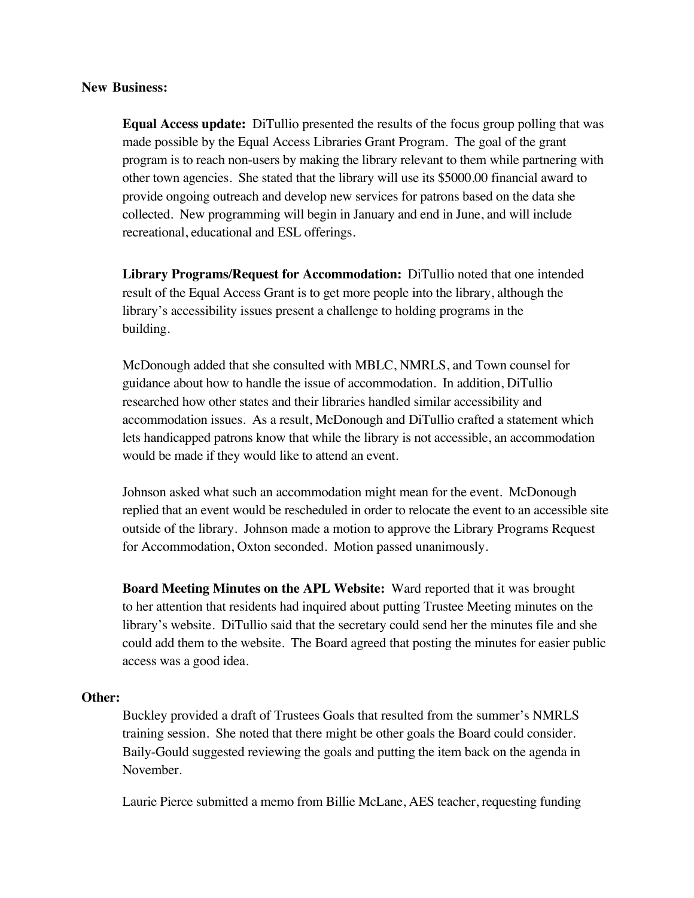**New Business:**

**Equal Access update:** DiTullio presented the results of the focus group polling that was made possible by the Equal Access Libraries Grant Program. The goal of the grant program is to reach non-users by making the library relevant to them while partnering with other town agencies. She stated that the library will use its $5000.00 financial award to provide ongoing outreach and develop new services for patrons based on the data she collected. New programming will begin in January and end in June, and will include recreational, educational and ESL offerings.

**Library Programs/Request for Accommodation:** DiTullio noted that one intended result of the Equal Access Grant is to get more people into the library, although the library's accessibility issues present a challenge to holding programs in the building.

McDonough added that she consulted with MBLC, NMRLS, and Town counsel for guidance about how to handle the issue of accommodation. In addition, DiTullio researched how other states and their libraries handled similar accessibility and accommodation issues. As a result, McDonough and DiTullio crafted a statement which lets handicapped patrons know that while the library is not accessible, an accommodation would be made if they would like to attend an event.

Johnson asked what such an accommodation might mean for the event. McDonough replied that an event would be rescheduled in order to relocate the event to an accessible site outside of the library. Johnson made a motion to approve the Library Programs Request for Accommodation, Oxton seconded. Motion passed unanimously.

**Board Meeting Minutes on the APL Website:** Ward reported that it was brought to her attention that residents had inquired about putting Trustee Meeting minutes on the library's website. DiTullio said that the secretary could send her the minutes file and she could add them to the website. The Board agreed that posting the minutes for easier public access was a good idea.

**Other:**

Buckley provided a draft of Trustees Goals that resulted from the summer's NMRLS training session. She noted that there might be other goals the Board could consider. Baily-Gould suggested reviewing the goals and putting the item back on the agenda in November.

Laurie Pierce submitted a memo from Billie McLane, AES teacher, requesting funding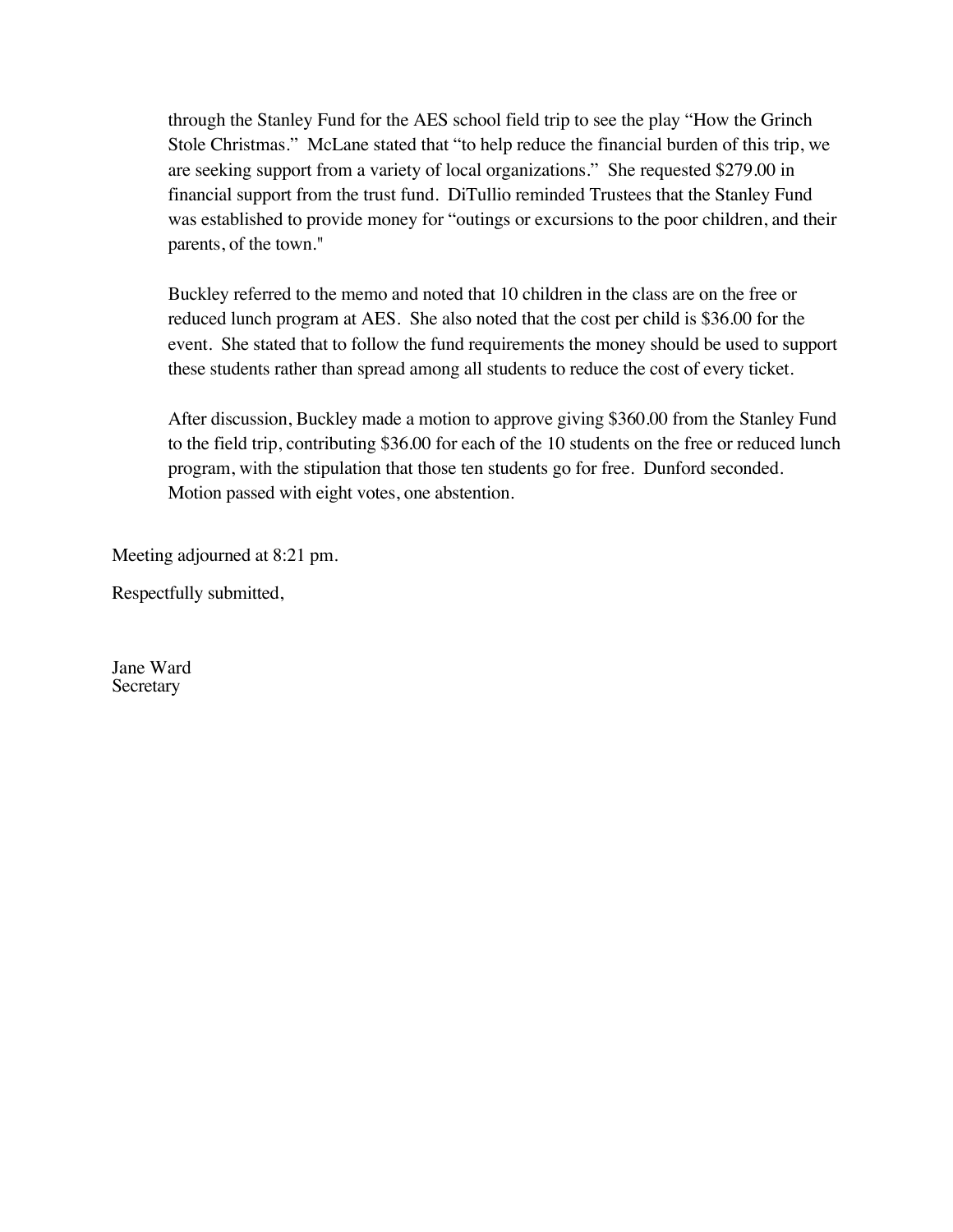through the Stanley Fund for the AES school field trip to see the play "How the Grinch Stole Christmas." McLane stated that "to help reduce the financial burden of this trip, we are seeking support from a variety of local organizations." She requested $279.00 in financial support from the trust fund. DiTullio reminded Trustees that the Stanley Fund was established to provide money for "outings or excursions to the poor children, and their parents, of the town."

Buckley referred to the memo and noted that 10 children in the class are on the free or reduced lunch program at AES. She also noted that the cost per child is $36.00 for the event. She stated that to follow the fund requirements the money should be used to support these students rather than spread among all students to reduce the cost of every ticket.

After discussion, Buckley made a motion to approve giving $360.00 from the Stanley Fund to the field trip, contributing $36.00 for each of the 10 students on the free or reduced lunch program, with the stipulation that those ten students go for free. Dunford seconded. Motion passed with eight votes, one abstention.

Meeting adjourned at 8:21 pm.

Respectfully submitted,

Jane Ward
Secretary